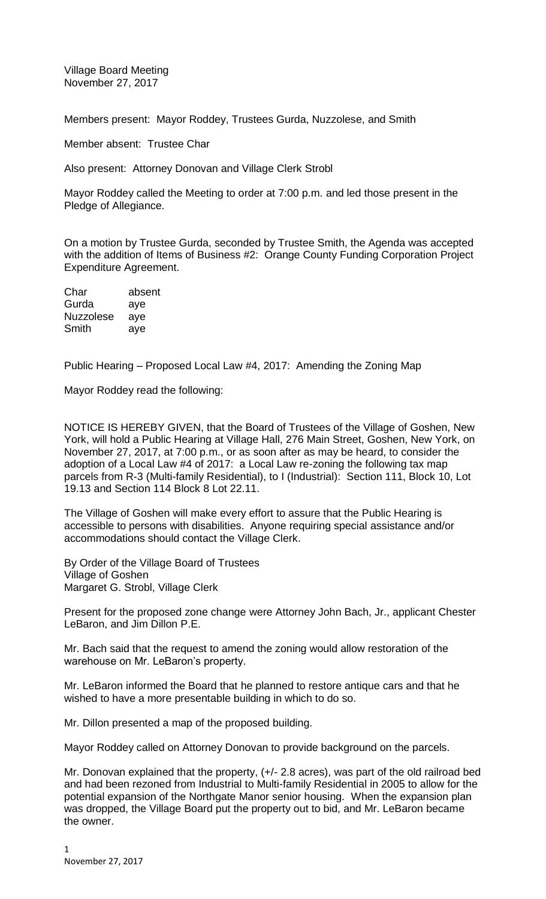Village Board Meeting
November 27, 2017

Members present: Mayor Roddey, Trustees Gurda, Nuzzolese, and Smith

Member absent: Trustee Char

Also present: Attorney Donovan and Village Clerk Strobl

Mayor Roddey called the Meeting to order at 7:00 p.m. and led those present in the Pledge of Allegiance.

On a motion by Trustee Gurda, seconded by Trustee Smith, the Agenda was accepted with the addition of Items of Business #2: Orange County Funding Corporation Project Expenditure Agreement.

| | |
|---|---|
| Char | absent |
| Gurda | aye |
| Nuzzolese | aye |
| Smith | aye |

Public Hearing – Proposed Local Law #4, 2017: Amending the Zoning Map

Mayor Roddey read the following:

NOTICE IS HEREBY GIVEN, that the Board of Trustees of the Village of Goshen, New York, will hold a Public Hearing at Village Hall, 276 Main Street, Goshen, New York, on November 27, 2017, at 7:00 p.m., or as soon after as may be heard, to consider the adoption of a Local Law #4 of 2017: a Local Law re-zoning the following tax map parcels from R-3 (Multi-family Residential), to I (Industrial): Section 111, Block 10, Lot 19.13 and Section 114 Block 8 Lot 22.11.

The Village of Goshen will make every effort to assure that the Public Hearing is accessible to persons with disabilities. Anyone requiring special assistance and/or accommodations should contact the Village Clerk.

By Order of the Village Board of Trustees
Village of Goshen
Margaret G. Strobl, Village Clerk

Present for the proposed zone change were Attorney John Bach, Jr., applicant Chester LeBaron, and Jim Dillon P.E.

Mr. Bach said that the request to amend the zoning would allow restoration of the warehouse on Mr. LeBaron's property.

Mr. LeBaron informed the Board that he planned to restore antique cars and that he wished to have a more presentable building in which to do so.

Mr. Dillon presented a map of the proposed building.

Mayor Roddey called on Attorney Donovan to provide background on the parcels.

Mr. Donovan explained that the property, (+/- 2.8 acres), was part of the old railroad bed and had been rezoned from Industrial to Multi-family Residential in 2005 to allow for the potential expansion of the Northgate Manor senior housing. When the expansion plan was dropped, the Village Board put the property out to bid, and Mr. LeBaron became the owner.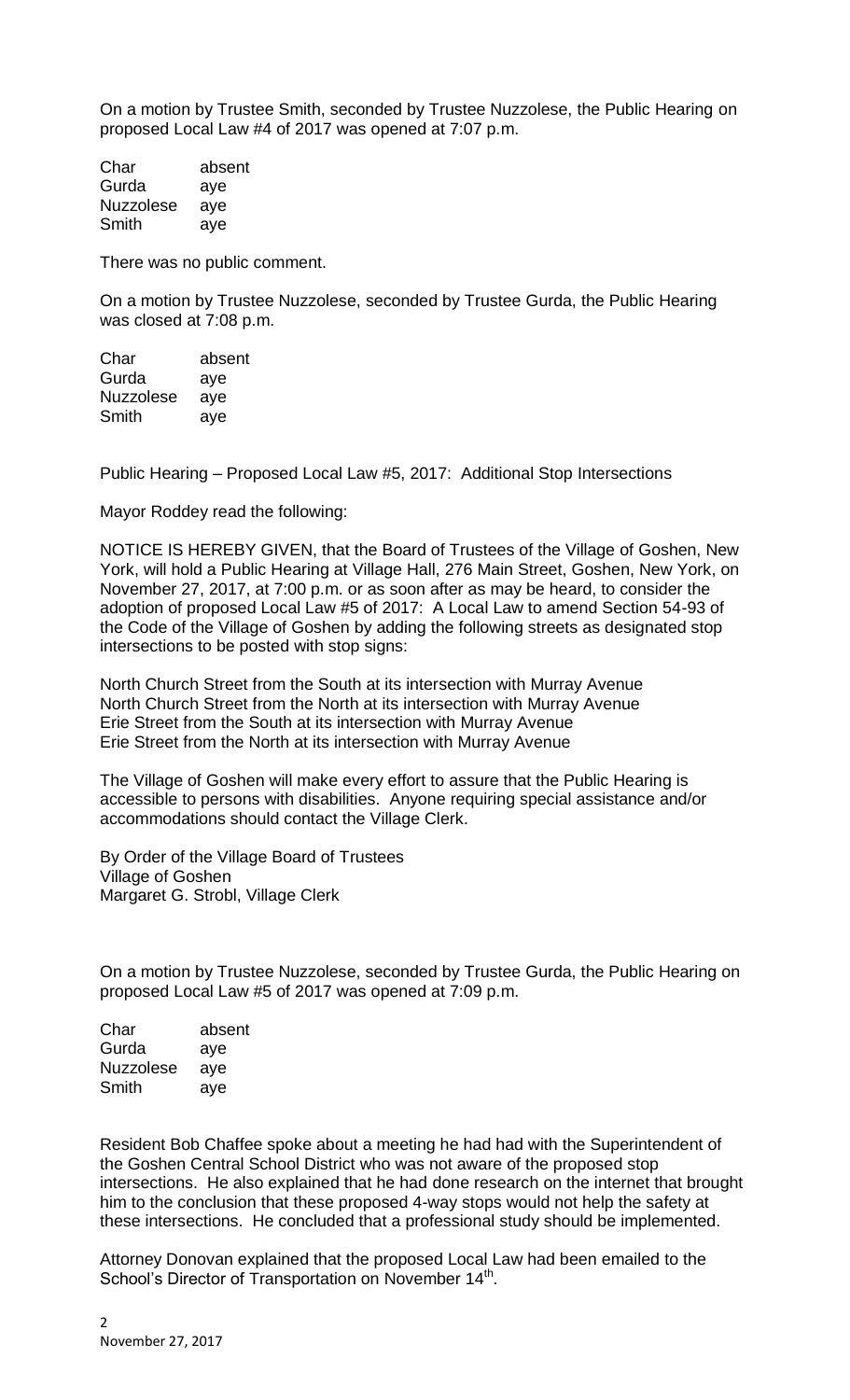On a motion by Trustee Smith, seconded by Trustee Nuzzolese, the Public Hearing on proposed Local Law #4 of 2017 was opened at 7:07 p.m.

| | |
|---|---|
| Char | absent |
| Gurda | aye |
| Nuzzolese | aye |
| Smith | aye |

There was no public comment.

On a motion by Trustee Nuzzolese, seconded by Trustee Gurda, the Public Hearing was closed at 7:08 p.m.

| | |
|---|---|
| Char | absent |
| Gurda | aye |
| Nuzzolese | aye |
| Smith | aye |

Public Hearing – Proposed Local Law #5, 2017: Additional Stop Intersections

Mayor Roddey read the following:

NOTICE IS HEREBY GIVEN, that the Board of Trustees of the Village of Goshen, New York, will hold a Public Hearing at Village Hall, 276 Main Street, Goshen, New York, on November 27, 2017, at 7:00 p.m. or as soon after as may be heard, to consider the adoption of proposed Local Law #5 of 2017: A Local Law to amend Section 54-93 of the Code of the Village of Goshen by adding the following streets as designated stop intersections to be posted with stop signs:

North Church Street from the South at its intersection with Murray Avenue
North Church Street from the North at its intersection with Murray Avenue
Erie Street from the South at its intersection with Murray Avenue
Erie Street from the North at its intersection with Murray Avenue

The Village of Goshen will make every effort to assure that the Public Hearing is accessible to persons with disabilities. Anyone requiring special assistance and/or accommodations should contact the Village Clerk.

By Order of the Village Board of Trustees
Village of Goshen
Margaret G. Strobl, Village Clerk

On a motion by Trustee Nuzzolese, seconded by Trustee Gurda, the Public Hearing on proposed Local Law #5 of 2017 was opened at 7:09 p.m.

| | |
|---|---|
| Char | absent |
| Gurda | aye |
| Nuzzolese | aye |
| Smith | aye |

Resident Bob Chaffee spoke about a meeting he had had with the Superintendent of the Goshen Central School District who was not aware of the proposed stop intersections. He also explained that he had done research on the internet that brought him to the conclusion that these proposed 4-way stops would not help the safety at these intersections. He concluded that a professional study should be implemented.

Attorney Donovan explained that the proposed Local Law had been emailed to the School's Director of Transportation on November 14th.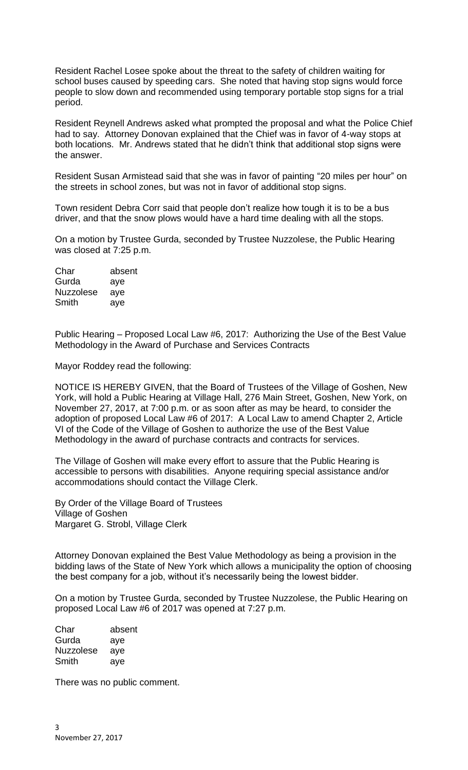Resident Rachel Losee spoke about the threat to the safety of children waiting for school buses caused by speeding cars. She noted that having stop signs would force people to slow down and recommended using temporary portable stop signs for a trial period.

Resident Reynell Andrews asked what prompted the proposal and what the Police Chief had to say. Attorney Donovan explained that the Chief was in favor of 4-way stops at both locations. Mr. Andrews stated that he didn't think that additional stop signs were the answer.

Resident Susan Armistead said that she was in favor of painting "20 miles per hour" on the streets in school zones, but was not in favor of additional stop signs.

Town resident Debra Corr said that people don't realize how tough it is to be a bus driver, and that the snow plows would have a hard time dealing with all the stops.

On a motion by Trustee Gurda, seconded by Trustee Nuzzolese, the Public Hearing was closed at 7:25 p.m.

| | |
|---|---|
| Char | absent |
| Gurda | aye |
| Nuzzolese | aye |
| Smith | aye |

Public Hearing – Proposed Local Law #6, 2017: Authorizing the Use of the Best Value Methodology in the Award of Purchase and Services Contracts

Mayor Roddey read the following:

NOTICE IS HEREBY GIVEN, that the Board of Trustees of the Village of Goshen, New York, will hold a Public Hearing at Village Hall, 276 Main Street, Goshen, New York, on November 27, 2017, at 7:00 p.m. or as soon after as may be heard, to consider the adoption of proposed Local Law #6 of 2017: A Local Law to amend Chapter 2, Article VI of the Code of the Village of Goshen to authorize the use of the Best Value Methodology in the award of purchase contracts and contracts for services.

The Village of Goshen will make every effort to assure that the Public Hearing is accessible to persons with disabilities. Anyone requiring special assistance and/or accommodations should contact the Village Clerk.

By Order of the Village Board of Trustees
Village of Goshen
Margaret G. Strobl, Village Clerk

Attorney Donovan explained the Best Value Methodology as being a provision in the bidding laws of the State of New York which allows a municipality the option of choosing the best company for a job, without it's necessarily being the lowest bidder.

On a motion by Trustee Gurda, seconded by Trustee Nuzzolese, the Public Hearing on proposed Local Law #6 of 2017 was opened at 7:27 p.m.

| | |
|---|---|
| Char | absent |
| Gurda | aye |
| Nuzzolese | aye |
| Smith | aye |

There was no public comment.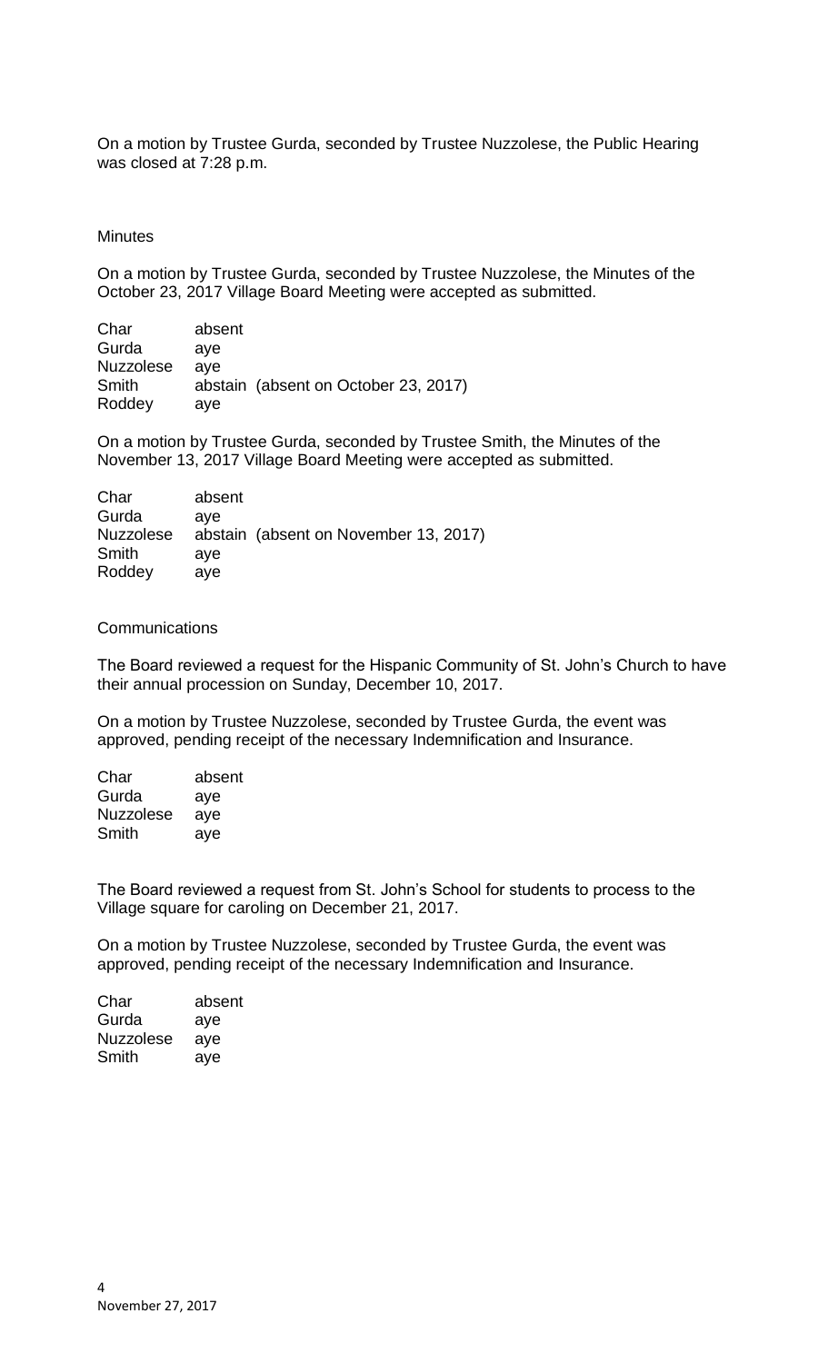On a motion by Trustee Gurda, seconded by Trustee Nuzzolese, the Public Hearing was closed at 7:28 p.m.

Minutes

On a motion by Trustee Gurda, seconded by Trustee Nuzzolese, the Minutes of the October 23, 2017 Village Board Meeting were accepted as submitted.

| | |
|---|---|
| Char | absent |
| Gurda | aye |
| Nuzzolese | aye |
| Smith | abstain (absent on October 23, 2017) |
| Roddey | aye |

On a motion by Trustee Gurda, seconded by Trustee Smith, the Minutes of the November 13, 2017 Village Board Meeting were accepted as submitted.

| | |
|---|---|
| Char | absent |
| Gurda | aye |
| Nuzzolese | abstain (absent on November 13, 2017) |
| Smith | aye |
| Roddey | aye |

Communications

The Board reviewed a request for the Hispanic Community of St. John's Church to have their annual procession on Sunday, December 10, 2017.

On a motion by Trustee Nuzzolese, seconded by Trustee Gurda, the event was approved, pending receipt of the necessary Indemnification and Insurance.

| | |
|---|---|
| Char | absent |
| Gurda | aye |
| Nuzzolese | aye |
| Smith | aye |

The Board reviewed a request from St. John's School for students to process to the Village square for caroling on December 21, 2017.

On a motion by Trustee Nuzzolese, seconded by Trustee Gurda, the event was approved, pending receipt of the necessary Indemnification and Insurance.

| | |
|---|---|
| Char | absent |
| Gurda | aye |
| Nuzzolese | aye |
| Smith | aye |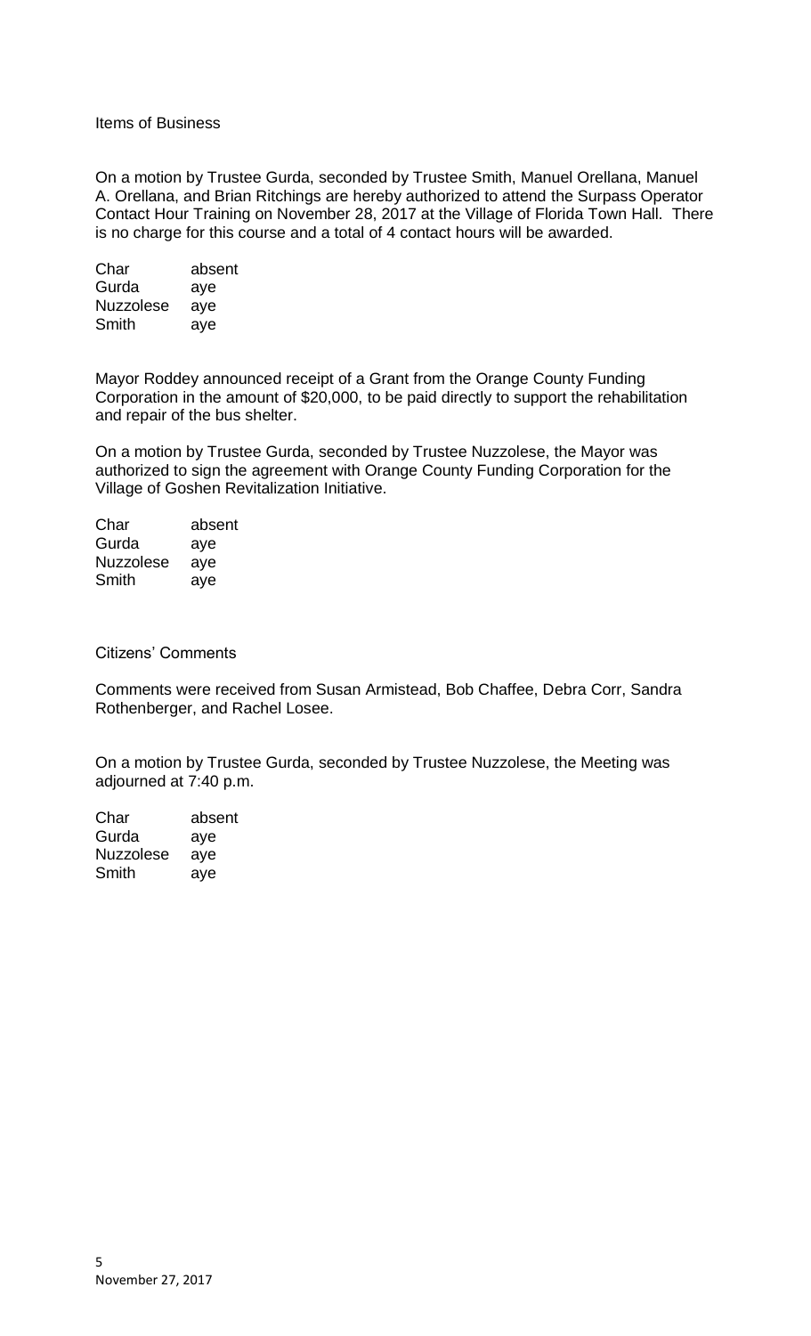Items of Business

On a motion by Trustee Gurda, seconded by Trustee Smith, Manuel Orellana, Manuel A. Orellana, and Brian Ritchings are hereby authorized to attend the Surpass Operator Contact Hour Training on November 28, 2017 at the Village of Florida Town Hall. There is no charge for this course and a total of 4 contact hours will be awarded.

| | |
|---|---|
| Char | absent |
| Gurda | aye |
| Nuzzolese | aye |
| Smith | aye |

Mayor Roddey announced receipt of a Grant from the Orange County Funding Corporation in the amount of $20,000, to be paid directly to support the rehabilitation and repair of the bus shelter.

On a motion by Trustee Gurda, seconded by Trustee Nuzzolese, the Mayor was authorized to sign the agreement with Orange County Funding Corporation for the Village of Goshen Revitalization Initiative.

| | |
|---|---|
| Char | absent |
| Gurda | aye |
| Nuzzolese | aye |
| Smith | aye |

Citizens' Comments

Comments were received from Susan Armistead, Bob Chaffee, Debra Corr, Sandra Rothenberger, and Rachel Losee.

On a motion by Trustee Gurda, seconded by Trustee Nuzzolese, the Meeting was adjourned at 7:40 p.m.

| | |
|---|---|
| Char | absent |
| Gurda | aye |
| Nuzzolese | aye |
| Smith | aye |